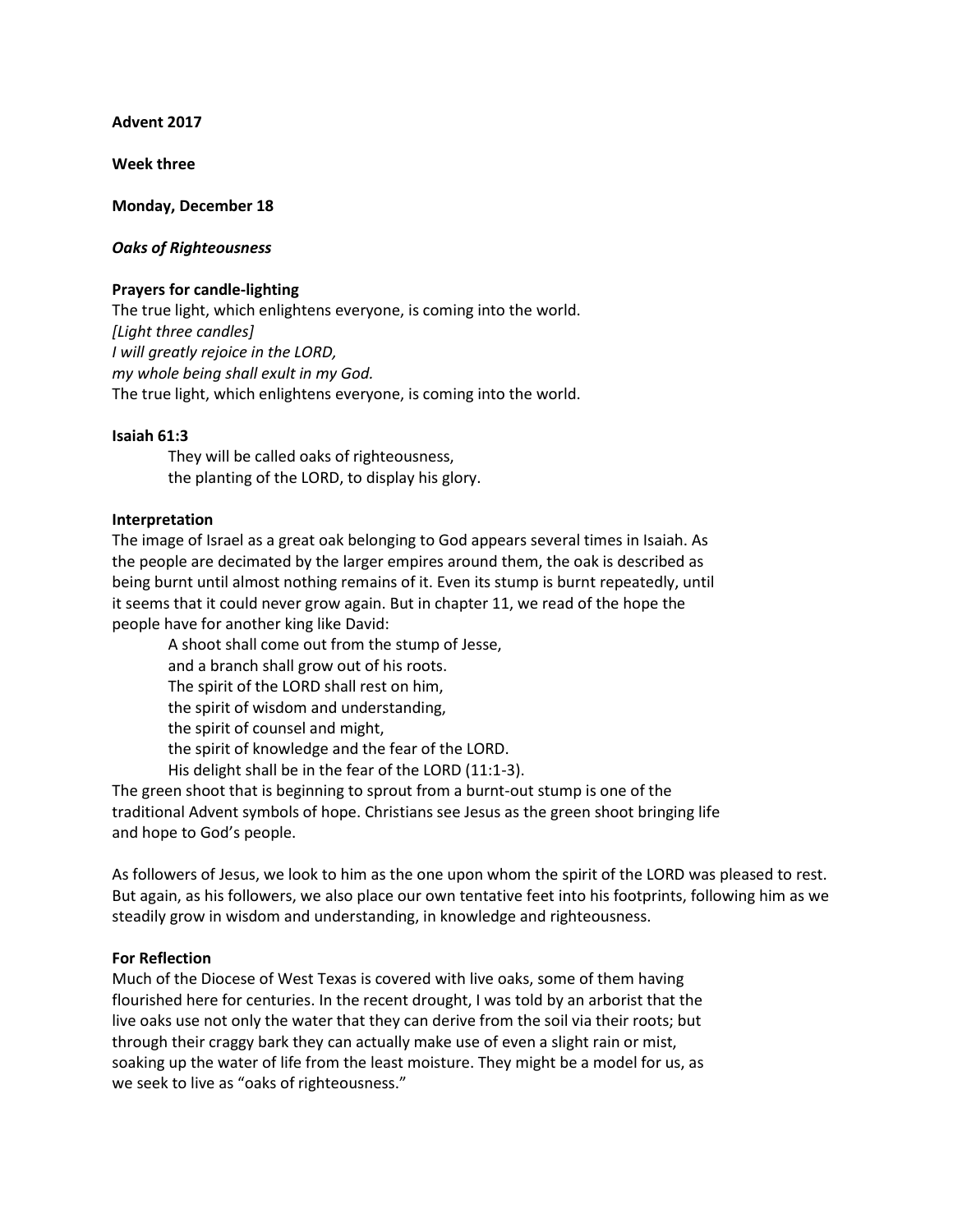**Advent 2017**

**Week three**

**Monday, December 18**

***Oaks of Righteousness***

**Prayers for candle-lighting**

The true light, which enlightens everyone, is coming into the world.
*[Light three candles]*
*I will greatly rejoice in the LORD,*
*my whole being shall exult in my God.*
The true light, which enlightens everyone, is coming into the world.

**Isaiah 61:3**

> They will be called oaks of righteousness,
> the planting of the LORD, to display his glory.

**Interpretation**

The image of Israel as a great oak belonging to God appears several times in Isaiah. As the people are decimated by the larger empires around them, the oak is described as being burnt until almost nothing remains of it. Even its stump is burnt repeatedly, until it seems that it could never grow again. But in chapter 11, we read of the hope the people have for another king like David:

> A shoot shall come out from the stump of Jesse,
> and a branch shall grow out of his roots.
> The spirit of the LORD shall rest on him,
> the spirit of wisdom and understanding,
> the spirit of counsel and might,
> the spirit of knowledge and the fear of the LORD.
> His delight shall be in the fear of the LORD (11:1-3).

The green shoot that is beginning to sprout from a burnt-out stump is one of the traditional Advent symbols of hope. Christians see Jesus as the green shoot bringing life and hope to God's people.

As followers of Jesus, we look to him as the one upon whom the spirit of the LORD was pleased to rest. But again, as his followers, we also place our own tentative feet into his footprints, following him as we steadily grow in wisdom and understanding, in knowledge and righteousness.

**For Reflection**

Much of the Diocese of West Texas is covered with live oaks, some of them having flourished here for centuries. In the recent drought, I was told by an arborist that the live oaks use not only the water that they can derive from the soil via their roots; but through their craggy bark they can actually make use of even a slight rain or mist, soaking up the water of life from the least moisture. They might be a model for us, as we seek to live as "oaks of righteousness."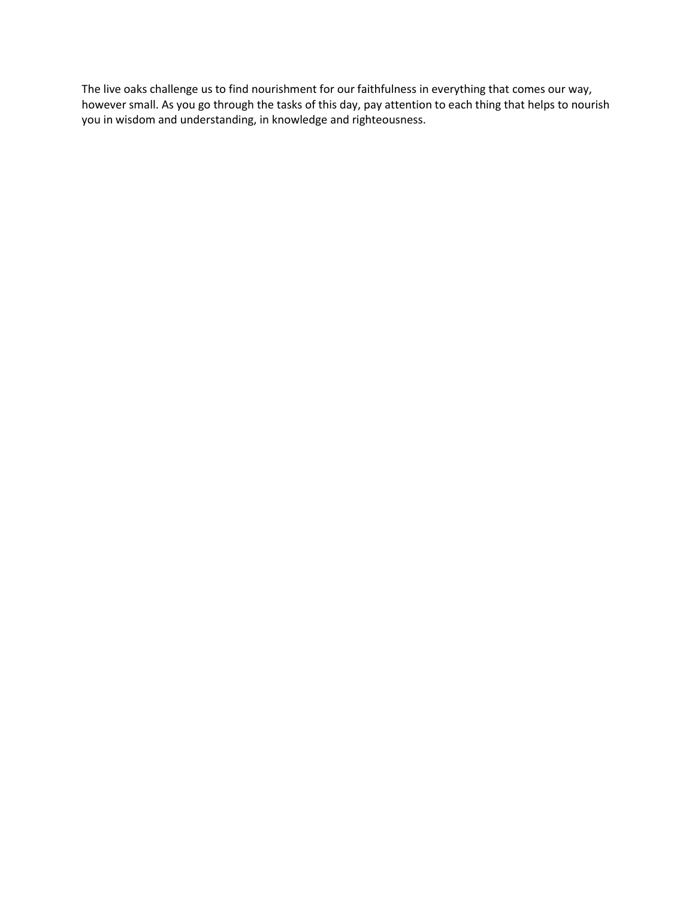The live oaks challenge us to find nourishment for our faithfulness in everything that comes our way, however small. As you go through the tasks of this day, pay attention to each thing that helps to nourish you in wisdom and understanding, in knowledge and righteousness.